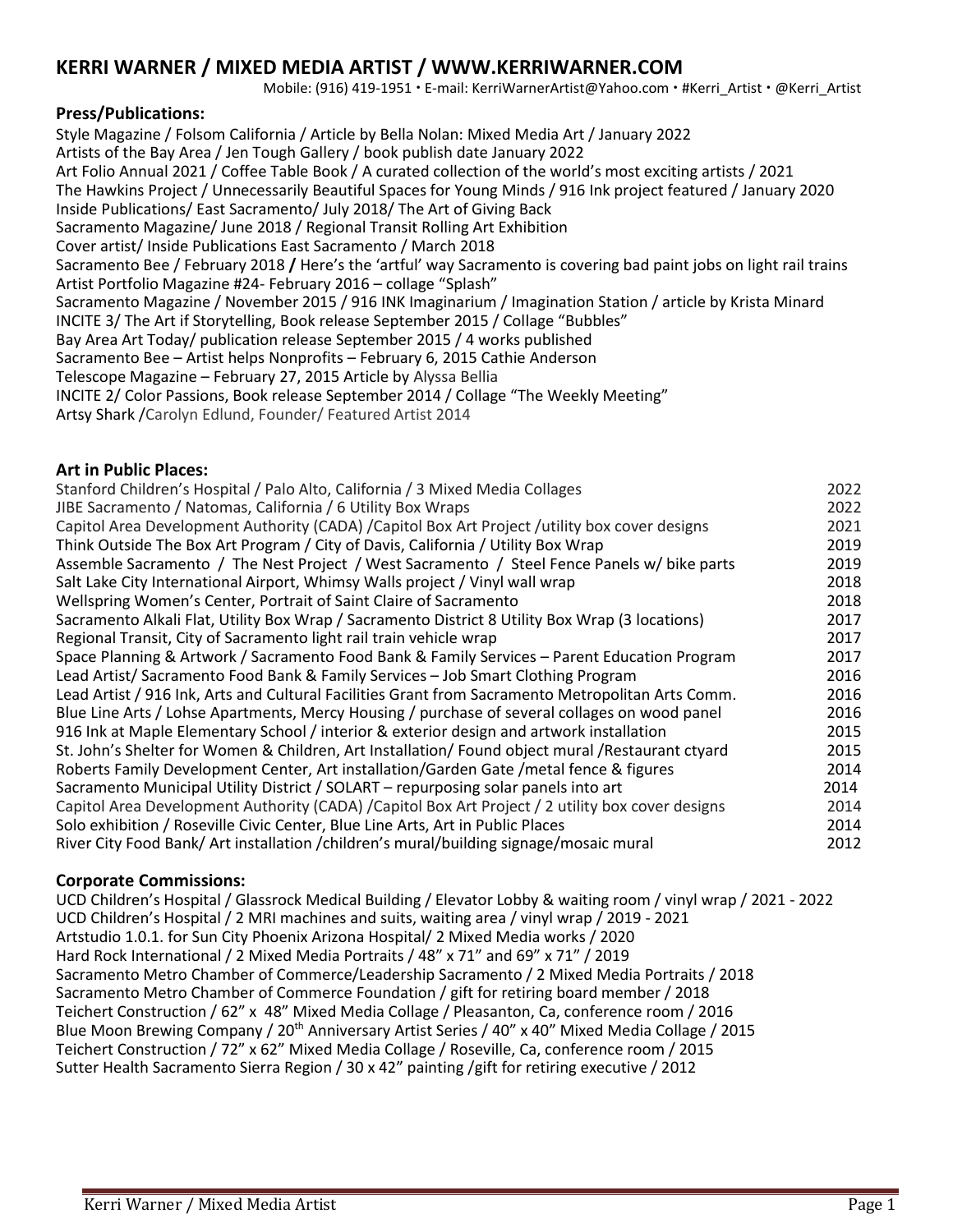# KERRI WARNER / MIXED MEDIA ARTIST / WWW.KERRIWARNER.COM

Mobile: (916) 419-1951 • E-mail: KerriWarnerArtist@Yahoo.com • #Kerri_Artist • @Kerri_Artist

## Press/Publications:

Style Magazine / Folsom California / Article by Bella Nolan: Mixed Media Art / January 2022
Artists of the Bay Area / Jen Tough Gallery / book publish date January 2022
Art Folio Annual 2021 / Coffee Table Book / A curated collection of the world's most exciting artists / 2021
The Hawkins Project / Unnecessarily Beautiful Spaces for Young Minds / 916 Ink project featured / January 2020
Inside Publications/ East Sacramento/ July 2018/ The Art of Giving Back
Sacramento Magazine/ June 2018 / Regional Transit Rolling Art Exhibition
Cover artist/ Inside Publications East Sacramento / March 2018
Sacramento Bee / February 2018 **/** Here's the 'artful' way Sacramento is covering bad paint jobs on light rail trains
Artist Portfolio Magazine #24- February 2016 – collage "Splash"
Sacramento Magazine / November 2015 / 916 INK Imaginarium / Imagination Station / article by Krista Minard
INCITE 3/ The Art if Storytelling, Book release September 2015 / Collage "Bubbles"
Bay Area Art Today/ publication release September 2015 / 4 works published
Sacramento Bee – Artist helps Nonprofits – February 6, 2015 Cathie Anderson
Telescope Magazine – February 27, 2015 Article by Alyssa Bellia
INCITE 2/ Color Passions, Book release September 2014 / Collage "The Weekly Meeting"
Artsy Shark /Carolyn Edlund, Founder/ Featured Artist 2014

## Art in Public Places:

| | |
|---|---|
| Stanford Children's Hospital / Palo Alto, California / 3 Mixed Media Collages | 2022 |
| JIBE Sacramento / Natomas, California / 6 Utility Box Wraps | 2022 |
| Capitol Area Development Authority (CADA) /Capitol Box Art Project /utility box cover designs | 2021 |
| Think Outside The Box Art Program / City of Davis, California / Utility Box Wrap | 2019 |
| Assemble Sacramento / The Nest Project / West Sacramento / Steel Fence Panels w/ bike parts | 2019 |
| Salt Lake City International Airport, Whimsy Walls project / Vinyl wall wrap | 2018 |
| Wellspring Women's Center, Portrait of Saint Claire of Sacramento | 2018 |
| Sacramento Alkali Flat, Utility Box Wrap / Sacramento District 8 Utility Box Wrap (3 locations) | 2017 |
| Regional Transit, City of Sacramento light rail train vehicle wrap | 2017 |
| Space Planning & Artwork / Sacramento Food Bank & Family Services – Parent Education Program | 2017 |
| Lead Artist/ Sacramento Food Bank & Family Services – Job Smart Clothing Program | 2016 |
| Lead Artist / 916 Ink, Arts and Cultural Facilities Grant from Sacramento Metropolitan Arts Comm. | 2016 |
| Blue Line Arts / Lohse Apartments, Mercy Housing / purchase of several collages on wood panel | 2016 |
| 916 Ink at Maple Elementary School / interior & exterior design and artwork installation | 2015 |
| St. John's Shelter for Women & Children, Art Installation/ Found object mural /Restaurant ctyard | 2015 |
| Roberts Family Development Center, Art installation/Garden Gate /metal fence & figures | 2014 |
| Sacramento Municipal Utility District / SOLART – repurposing solar panels into art | 2014 |
| Capitol Area Development Authority (CADA) /Capitol Box Art Project / 2 utility box cover designs | 2014 |
| Solo exhibition / Roseville Civic Center, Blue Line Arts, Art in Public Places | 2014 |
| River City Food Bank/ Art installation /children's mural/building signage/mosaic mural | 2012 |

## Corporate Commissions:

UCD Children's Hospital / Glassrock Medical Building / Elevator Lobby & waiting room / vinyl wrap / 2021 - 2022
UCD Children's Hospital / 2 MRI machines and suits, waiting area / vinyl wrap / 2019 - 2021
Artstudio 1.0.1. for Sun City Phoenix Arizona Hospital/ 2 Mixed Media works / 2020
Hard Rock International / 2 Mixed Media Portraits / 48" x 71" and 69" x 71" / 2019
Sacramento Metro Chamber of Commerce/Leadership Sacramento / 2 Mixed Media Portraits / 2018
Sacramento Metro Chamber of Commerce Foundation / gift for retiring board member / 2018
Teichert Construction / 62" x 48" Mixed Media Collage / Pleasanton, Ca, conference room / 2016
Blue Moon Brewing Company / 20th Anniversary Artist Series / 40" x 40" Mixed Media Collage / 2015
Teichert Construction / 72" x 62" Mixed Media Collage / Roseville, Ca, conference room / 2015
Sutter Health Sacramento Sierra Region / 30 x 42" painting /gift for retiring executive / 2012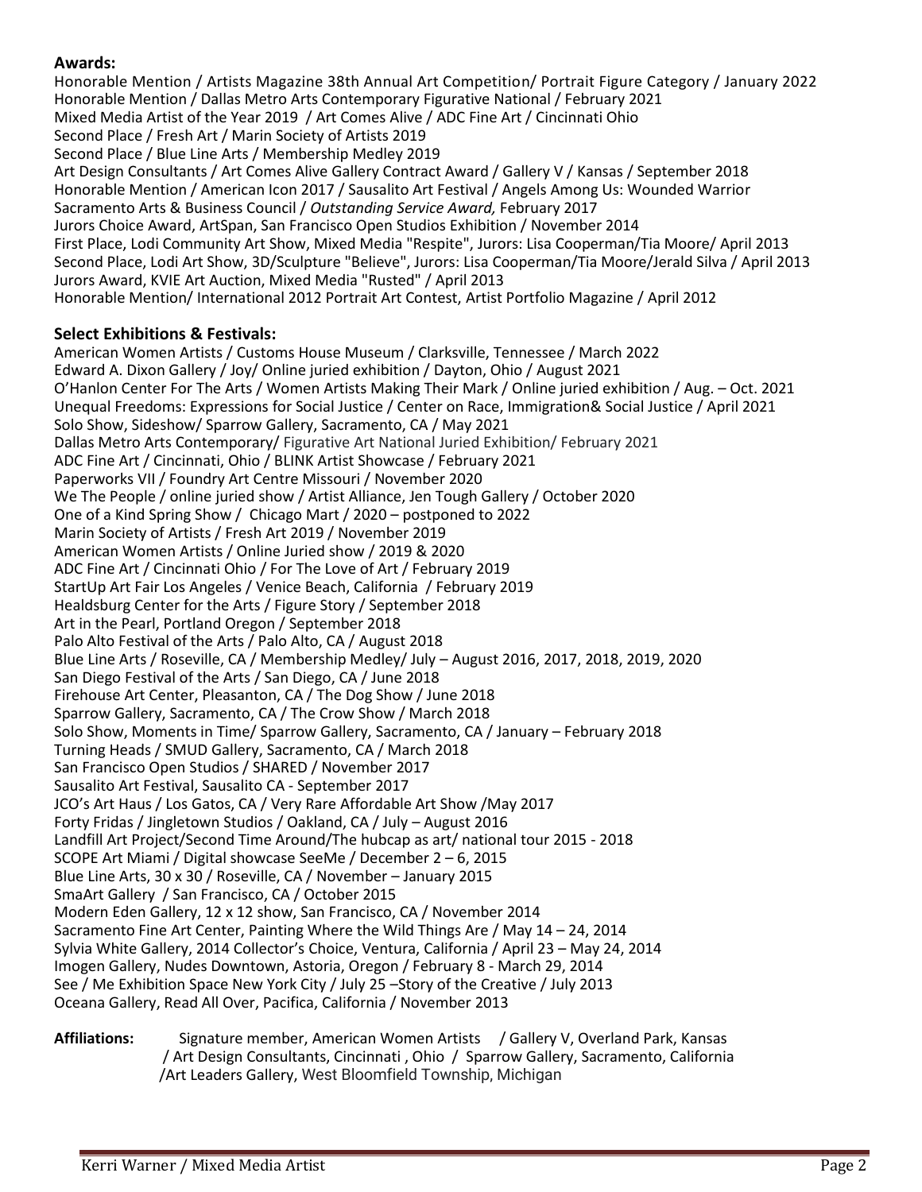### Awards:

Honorable Mention / Artists Magazine 38th Annual Art Competition/ Portrait Figure Category / January 2022
Honorable Mention / Dallas Metro Arts Contemporary Figurative National / February 2021
Mixed Media Artist of the Year 2019 / Art Comes Alive / ADC Fine Art / Cincinnati Ohio
Second Place / Fresh Art / Marin Society of Artists 2019
Second Place / Blue Line Arts / Membership Medley 2019
Art Design Consultants / Art Comes Alive Gallery Contract Award / Gallery V / Kansas / September 2018
Honorable Mention / American Icon 2017 / Sausalito Art Festival / Angels Among Us: Wounded Warrior
Sacramento Arts & Business Council / *Outstanding Service Award,* February 2017
Jurors Choice Award, ArtSpan, San Francisco Open Studios Exhibition / November 2014
First Place, Lodi Community Art Show, Mixed Media "Respite", Jurors: Lisa Cooperman/Tia Moore/ April 2013
Second Place, Lodi Art Show, 3D/Sculpture "Believe", Jurors: Lisa Cooperman/Tia Moore/Jerald Silva / April 2013
Jurors Award, KVIE Art Auction, Mixed Media "Rusted" / April 2013
Honorable Mention/ International 2012 Portrait Art Contest, Artist Portfolio Magazine / April 2012

### Select Exhibitions & Festivals:

American Women Artists / Customs House Museum / Clarksville, Tennessee / March 2022
Edward A. Dixon Gallery / Joy/ Online juried exhibition / Dayton, Ohio / August 2021
O'Hanlon Center For The Arts / Women Artists Making Their Mark / Online juried exhibition / Aug. – Oct. 2021
Unequal Freedoms: Expressions for Social Justice / Center on Race, Immigration& Social Justice / April 2021
Solo Show, Sideshow/ Sparrow Gallery, Sacramento, CA / May 2021
Dallas Metro Arts Contemporary/ Figurative Art National Juried Exhibition/ February 2021
ADC Fine Art / Cincinnati, Ohio / BLINK Artist Showcase / February 2021
Paperworks VII / Foundry Art Centre Missouri / November 2020
We The People / online juried show / Artist Alliance, Jen Tough Gallery / October 2020
One of a Kind Spring Show / Chicago Mart / 2020 – postponed to 2022
Marin Society of Artists / Fresh Art 2019 / November 2019
American Women Artists / Online Juried show / 2019 & 2020
ADC Fine Art / Cincinnati Ohio / For The Love of Art / February 2019
StartUp Art Fair Los Angeles / Venice Beach, California / February 2019
Healdsburg Center for the Arts / Figure Story / September 2018
Art in the Pearl, Portland Oregon / September 2018
Palo Alto Festival of the Arts / Palo Alto, CA / August 2018
Blue Line Arts / Roseville, CA / Membership Medley/ July – August 2016, 2017, 2018, 2019, 2020
San Diego Festival of the Arts / San Diego, CA / June 2018
Firehouse Art Center, Pleasanton, CA / The Dog Show / June 2018
Sparrow Gallery, Sacramento, CA / The Crow Show / March 2018
Solo Show, Moments in Time/ Sparrow Gallery, Sacramento, CA / January – February 2018
Turning Heads / SMUD Gallery, Sacramento, CA / March 2018
San Francisco Open Studios / SHARED / November 2017
Sausalito Art Festival, Sausalito CA - September 2017
JCO's Art Haus / Los Gatos, CA / Very Rare Affordable Art Show /May 2017
Forty Fridas / Jingletown Studios / Oakland, CA / July – August 2016
Landfill Art Project/Second Time Around/The hubcap as art/ national tour 2015 - 2018
SCOPE Art Miami / Digital showcase SeeMe / December 2 – 6, 2015
Blue Line Arts, 30 x 30 / Roseville, CA / November – January 2015
SmaArt Gallery / San Francisco, CA / October 2015
Modern Eden Gallery, 12 x 12 show, San Francisco, CA / November 2014
Sacramento Fine Art Center, Painting Where the Wild Things Are / May 14 – 24, 2014
Sylvia White Gallery, 2014 Collector's Choice, Ventura, California / April 23 – May 24, 2014
Imogen Gallery, Nudes Downtown, Astoria, Oregon / February 8 - March 29, 2014
See / Me Exhibition Space New York City / July 25 –Story of the Creative / July 2013
Oceana Gallery, Read All Over, Pacifica, California / November 2013

**Affiliations:** Signature member, American Women Artists / Gallery V, Overland Park, Kansas / Art Design Consultants, Cincinnati , Ohio / Sparrow Gallery, Sacramento, California /Art Leaders Gallery, West Bloomfield Township, Michigan